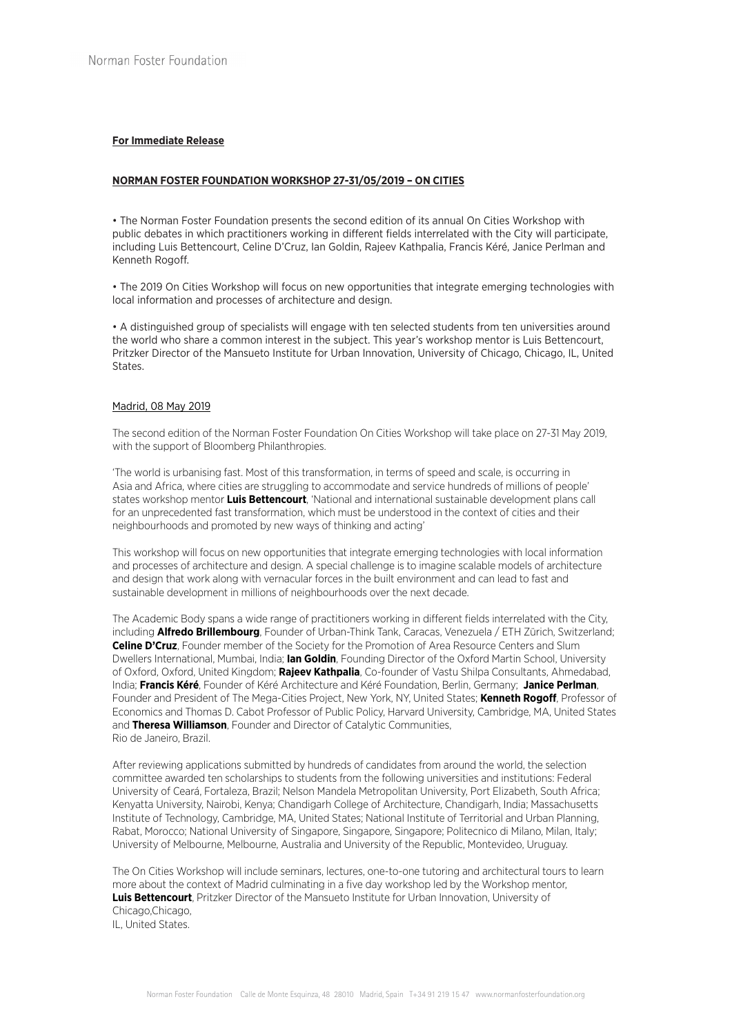**For Immediate Release**

**NORMAN FOSTER FOUNDATION WORKSHOP 27-31/05/2019 – ON CITIES**

• The Norman Foster Foundation presents the second edition of its annual On Cities Workshop with public debates in which practitioners working in different fields interrelated with the City will participate, including Luis Bettencourt, Celine D'Cruz, Ian Goldin, Rajeev Kathpalia, Francis Kéré, Janice Perlman and Kenneth Rogoff.

• The 2019 On Cities Workshop will focus on new opportunities that integrate emerging technologies with local information and processes of architecture and design.

• A distinguished group of specialists will engage with ten selected students from ten universities around the world who share a common interest in the subject. This year's workshop mentor is Luis Bettencourt, Pritzker Director of the Mansueto Institute for Urban Innovation, University of Chicago, Chicago, IL, United States.

Madrid, 08 May 2019

The second edition of the Norman Foster Foundation On Cities Workshop will take place on 27-31 May 2019, with the support of Bloomberg Philanthropies.

'The world is urbanising fast. Most of this transformation, in terms of speed and scale, is occurring in Asia and Africa, where cities are struggling to accommodate and service hundreds of millions of people' states workshop mentor **Luis Bettencourt**, 'National and international sustainable development plans call for an unprecedented fast transformation, which must be understood in the context of cities and their neighbourhoods and promoted by new ways of thinking and acting'

This workshop will focus on new opportunities that integrate emerging technologies with local information and processes of architecture and design. A special challenge is to imagine scalable models of architecture and design that work along with vernacular forces in the built environment and can lead to fast and sustainable development in millions of neighbourhoods over the next decade.

The Academic Body spans a wide range of practitioners working in different fields interrelated with the City, including **Alfredo Brillembourg**, Founder of Urban-Think Tank, Caracas, Venezuela / ETH Zürich, Switzerland; **Celine D'Cruz**, Founder member of the Society for the Promotion of Area Resource Centers and Slum Dwellers International, Mumbai, India; **Ian Goldin**, Founding Director of the Oxford Martin School, University of Oxford, Oxford, United Kingdom; **Rajeev Kathpalia**, Co-founder of Vastu Shilpa Consultants, Ahmedabad, India; **Francis Kéré**, Founder of Kéré Architecture and Kéré Foundation, Berlin, Germany; **Janice Perlman**, Founder and President of The Mega-Cities Project, New York, NY, United States; **Kenneth Rogoff**, Professor of Economics and Thomas D. Cabot Professor of Public Policy, Harvard University, Cambridge, MA, United States and **Theresa Williamson**, Founder and Director of Catalytic Communities, Rio de Janeiro, Brazil.

After reviewing applications submitted by hundreds of candidates from around the world, the selection committee awarded ten scholarships to students from the following universities and institutions: Federal University of Ceará, Fortaleza, Brazil; Nelson Mandela Metropolitan University, Port Elizabeth, South Africa; Kenyatta University, Nairobi, Kenya; Chandigarh College of Architecture, Chandigarh, India; Massachusetts Institute of Technology, Cambridge, MA, United States; National Institute of Territorial and Urban Planning, Rabat, Morocco; National University of Singapore, Singapore, Singapore; Politecnico di Milano, Milan, Italy; University of Melbourne, Melbourne, Australia and University of the Republic, Montevideo, Uruguay.

The On Cities Workshop will include seminars, lectures, one-to-one tutoring and architectural tours to learn more about the context of Madrid culminating in a five day workshop led by the Workshop mentor, **Luis Bettencourt**, Pritzker Director of the Mansueto Institute for Urban Innovation, University of Chicago,Chicago, IL, United States.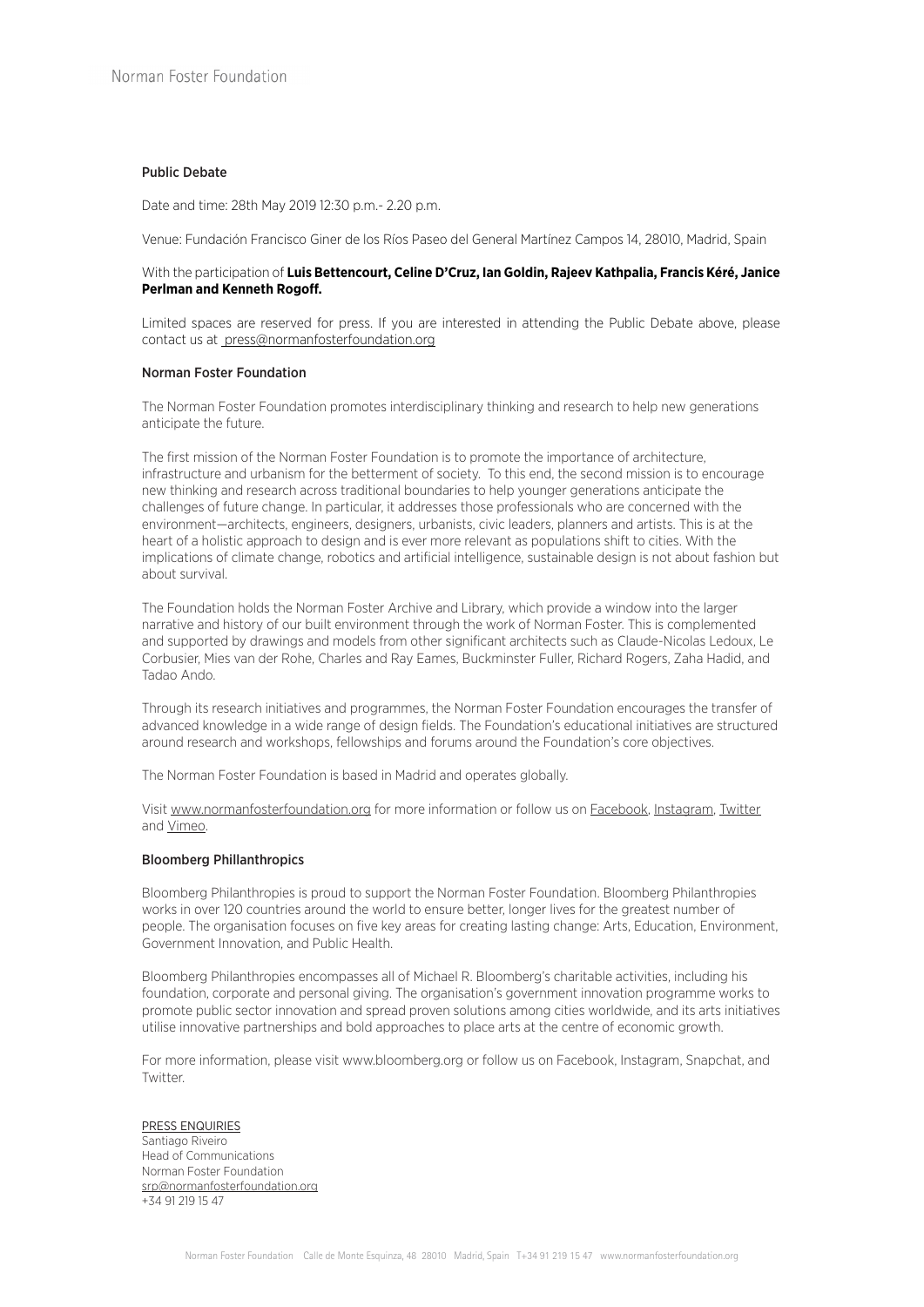### Public Debate

Date and time: 28th May 2019 12:30 p.m.- 2.20 p.m.

Venue: Fundación Francisco Giner de los Ríos Paseo del General Martínez Campos 14, 28010, Madrid, Spain

With the participation of **Luis Bettencourt, Celine D'Cruz, Ian Goldin, Rajeev Kathpalia, Francis Kéré, Janice Perlman and Kenneth Rogoff.**

Limited spaces are reserved for press. If you are interested in attending the Public Debate above, please contact us at press@normanfosterfoundation.org

### Norman Foster Foundation

The Norman Foster Foundation promotes interdisciplinary thinking and research to help new generations anticipate the future.

The first mission of the Norman Foster Foundation is to promote the importance of architecture, infrastructure and urbanism for the betterment of society. To this end, the second mission is to encourage new thinking and research across traditional boundaries to help younger generations anticipate the challenges of future change. In particular, it addresses those professionals who are concerned with the environment—architects, engineers, designers, urbanists, civic leaders, planners and artists. This is at the heart of a holistic approach to design and is ever more relevant as populations shift to cities. With the implications of climate change, robotics and artificial intelligence, sustainable design is not about fashion but about survival.

The Foundation holds the Norman Foster Archive and Library, which provide a window into the larger narrative and history of our built environment through the work of Norman Foster. This is complemented and supported by drawings and models from other significant architects such as Claude-Nicolas Ledoux, Le Corbusier, Mies van der Rohe, Charles and Ray Eames, Buckminster Fuller, Richard Rogers, Zaha Hadid, and Tadao Ando.

Through its research initiatives and programmes, the Norman Foster Foundation encourages the transfer of advanced knowledge in a wide range of design fields. The Foundation's educational initiatives are structured around research and workshops, fellowships and forums around the Foundation's core objectives.

The Norman Foster Foundation is based in Madrid and operates globally.

Visit www.normanfosterfoundation.org for more information or follow us on Facebook, Instagram, Twitter and Vimeo.

### Bloomberg Phillanthropics

Bloomberg Philanthropies is proud to support the Norman Foster Foundation. Bloomberg Philanthropies works in over 120 countries around the world to ensure better, longer lives for the greatest number of people. The organisation focuses on five key areas for creating lasting change: Arts, Education, Environment, Government Innovation, and Public Health.

Bloomberg Philanthropies encompasses all of Michael R. Bloomberg's charitable activities, including his foundation, corporate and personal giving. The organisation's government innovation programme works to promote public sector innovation and spread proven solutions among cities worldwide, and its arts initiatives utilise innovative partnerships and bold approaches to place arts at the centre of economic growth.

For more information, please visit www.bloomberg.org or follow us on Facebook, Instagram, Snapchat, and Twitter.

PRESS ENQUIRIES  
Santiago Riveiro  
Head of Communications  
Norman Foster Foundation  
srp@normanfosterfoundation.org  
+34 91 219 15 47